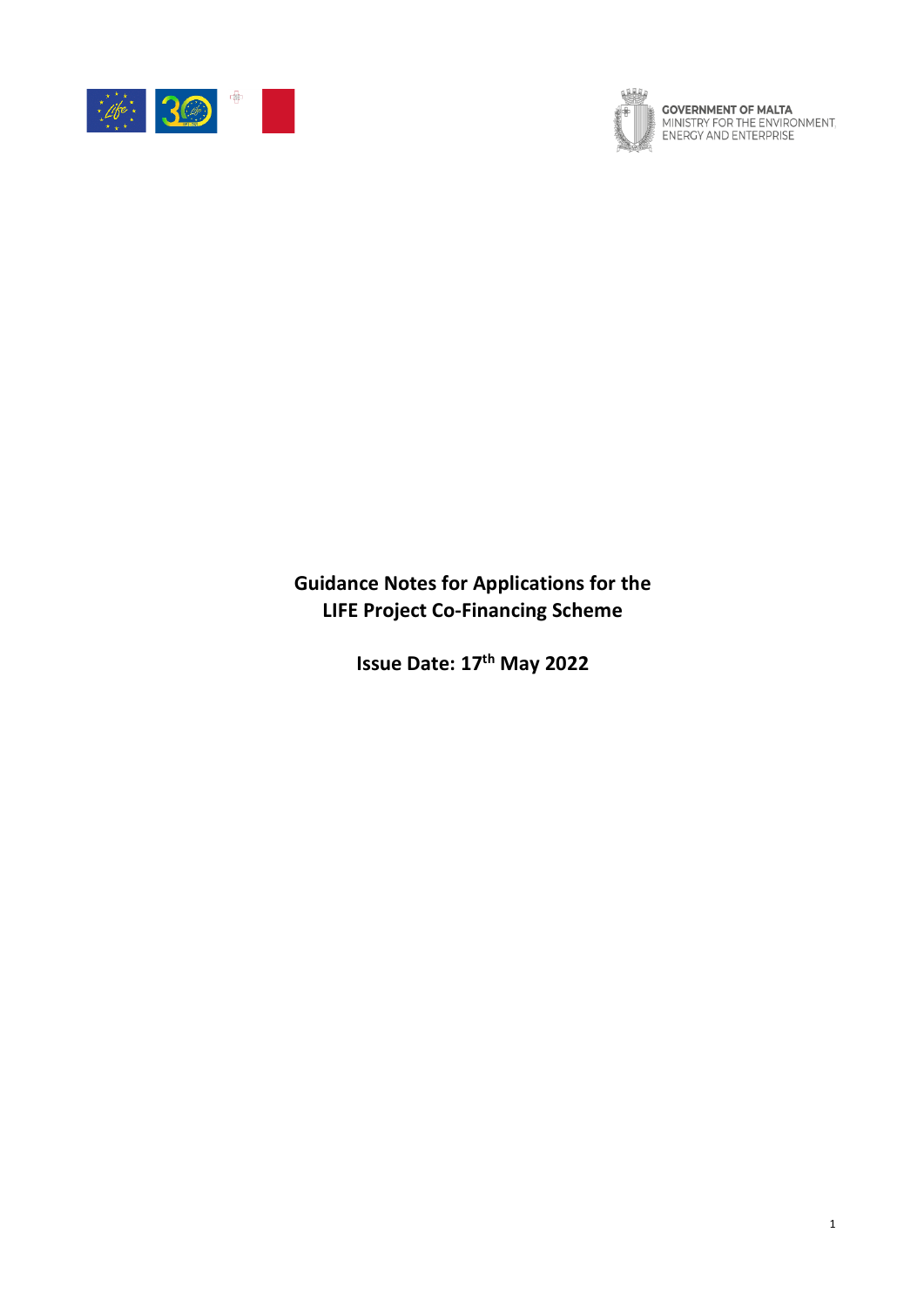GOVERNMENT OF MALTA
MINISTRY FOR THE ENVIRONMENT, ENERGY AND ENTERPRISE

# Guidance Notes for Applications for the LIFE Project Co-Financing Scheme

**Issue Date: 17th May 2022**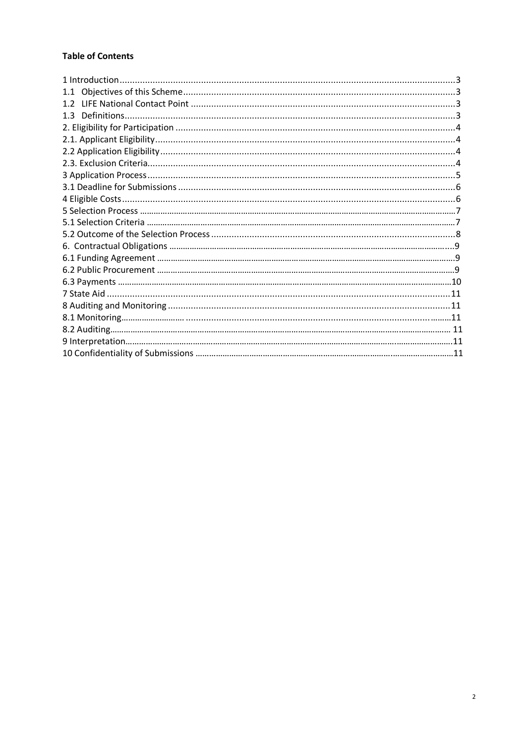**Table of Contents**

1 Introduction ..... 3
1.1 Objectives of this Scheme ..... 3
1.2 LIFE National Contact Point ..... 3
1.3 Definitions ..... 3
2. Eligibility for Participation ..... 4
2.1. Applicant Eligibility ..... 4
2.2 Application Eligibility ..... 4
2.3. Exclusion Criteria ..... 4
3 Application Process ..... 5
3.1 Deadline for Submissions ..... 6
4 Eligible Costs ..... 6
5 Selection Process ..... 7
5.1 Selection Criteria ..... 7
5.2 Outcome of the Selection Process ..... 8
6. Contractual Obligations ..... 9
6.1 Funding Agreement ..... 9
6.2 Public Procurement ..... 9
6.3 Payments ..... 10
7 State Aid ..... 11
8 Auditing and Monitoring ..... 11
8.1 Monitoring ..... 11
8.2 Auditing ..... 11
9 Interpretation ..... 11
10 Confidentiality of Submissions ..... 11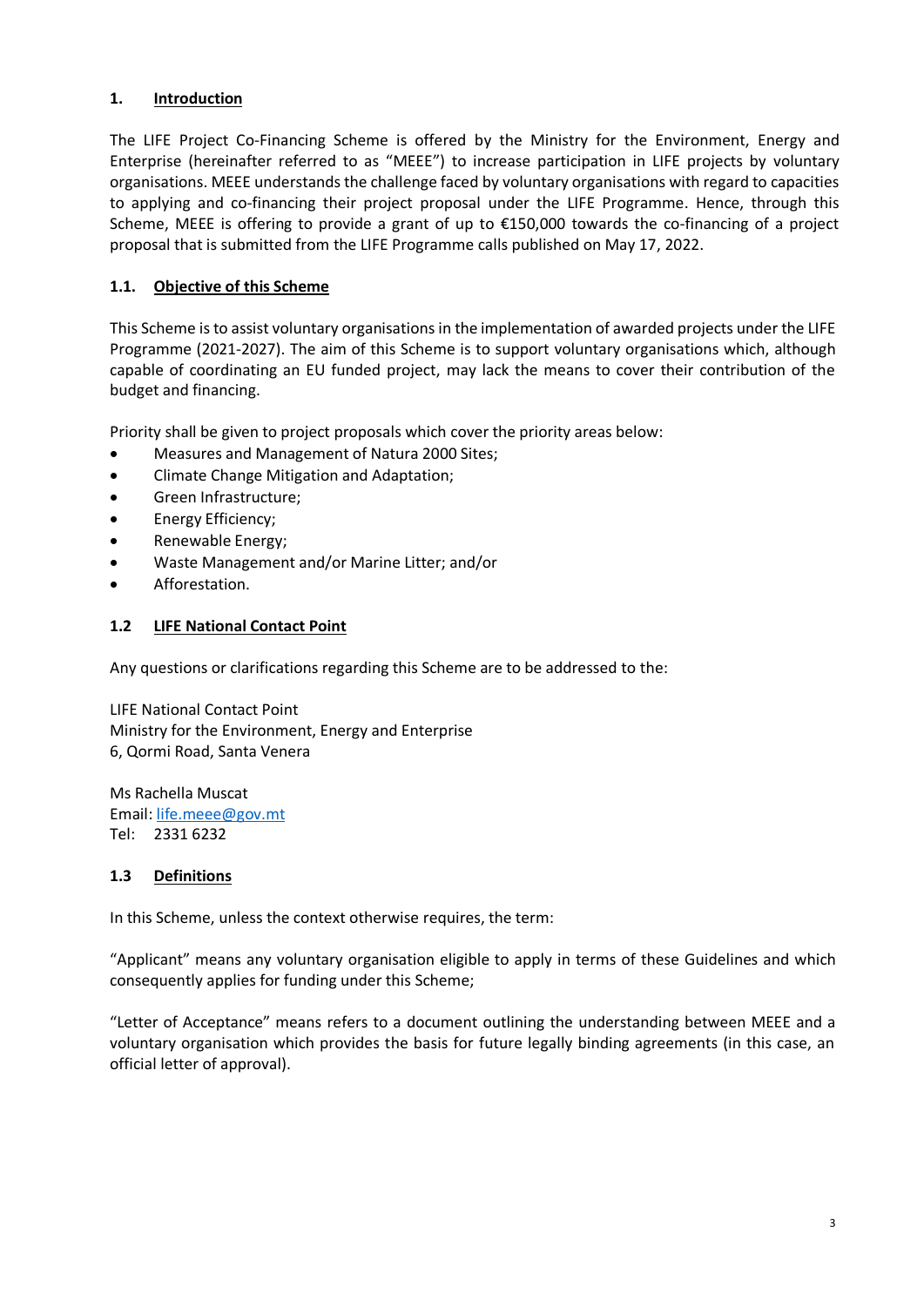## 1. Introduction

The LIFE Project Co-Financing Scheme is offered by the Ministry for the Environment, Energy and Enterprise (hereinafter referred to as "MEEE") to increase participation in LIFE projects by voluntary organisations. MEEE understands the challenge faced by voluntary organisations with regard to capacities to applying and co-financing their project proposal under the LIFE Programme. Hence, through this Scheme, MEEE is offering to provide a grant of up to €150,000 towards the co-financing of a project proposal that is submitted from the LIFE Programme calls published on May 17, 2022.

### 1.1. Objective of this Scheme

This Scheme is to assist voluntary organisations in the implementation of awarded projects under the LIFE Programme (2021-2027). The aim of this Scheme is to support voluntary organisations which, although capable of coordinating an EU funded project, may lack the means to cover their contribution of the budget and financing.

Priority shall be given to project proposals which cover the priority areas below:

- Measures and Management of Natura 2000 Sites;
- Climate Change Mitigation and Adaptation;
- Green Infrastructure;
- Energy Efficiency;
- Renewable Energy;
- Waste Management and/or Marine Litter; and/or
- Afforestation.

### 1.2 LIFE National Contact Point

Any questions or clarifications regarding this Scheme are to be addressed to the:

LIFE National Contact Point
Ministry for the Environment, Energy and Enterprise
6, Qormi Road, Santa Venera

Ms Rachella Muscat
Email: life.meee@gov.mt
Tel: 2331 6232

### 1.3 Definitions

In this Scheme, unless the context otherwise requires, the term:

"Applicant" means any voluntary organisation eligible to apply in terms of these Guidelines and which consequently applies for funding under this Scheme;

"Letter of Acceptance" means refers to a document outlining the understanding between MEEE and a voluntary organisation which provides the basis for future legally binding agreements (in this case, an official letter of approval).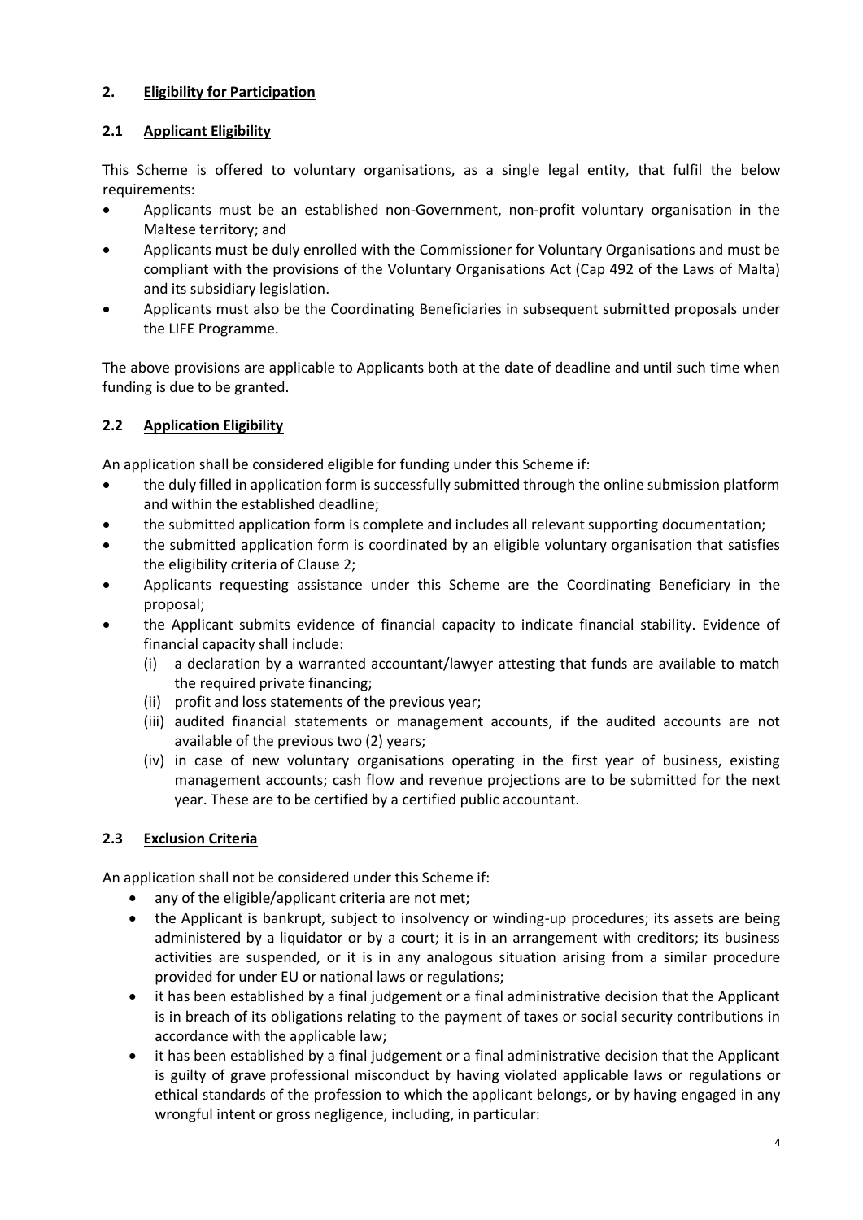## 2. Eligibility for Participation

### 2.1 Applicant Eligibility

This Scheme is offered to voluntary organisations, as a single legal entity, that fulfil the below requirements:

- Applicants must be an established non-Government, non-profit voluntary organisation in the Maltese territory; and
- Applicants must be duly enrolled with the Commissioner for Voluntary Organisations and must be compliant with the provisions of the Voluntary Organisations Act (Cap 492 of the Laws of Malta) and its subsidiary legislation.
- Applicants must also be the Coordinating Beneficiaries in subsequent submitted proposals under the LIFE Programme.

The above provisions are applicable to Applicants both at the date of deadline and until such time when funding is due to be granted.

### 2.2 Application Eligibility

An application shall be considered eligible for funding under this Scheme if:

- the duly filled in application form is successfully submitted through the online submission platform and within the established deadline;
- the submitted application form is complete and includes all relevant supporting documentation;
- the submitted application form is coordinated by an eligible voluntary organisation that satisfies the eligibility criteria of Clause 2;
- Applicants requesting assistance under this Scheme are the Coordinating Beneficiary in the proposal;
- the Applicant submits evidence of financial capacity to indicate financial stability. Evidence of financial capacity shall include:
  - (i) a declaration by a warranted accountant/lawyer attesting that funds are available to match the required private financing;
  - (ii) profit and loss statements of the previous year;
  - (iii) audited financial statements or management accounts, if the audited accounts are not available of the previous two (2) years;
  - (iv) in case of new voluntary organisations operating in the first year of business, existing management accounts; cash flow and revenue projections are to be submitted for the next year. These are to be certified by a certified public accountant.

### 2.3 Exclusion Criteria

An application shall not be considered under this Scheme if:

- any of the eligible/applicant criteria are not met;
- the Applicant is bankrupt, subject to insolvency or winding-up procedures; its assets are being administered by a liquidator or by a court; it is in an arrangement with creditors; its business activities are suspended, or it is in any analogous situation arising from a similar procedure provided for under EU or national laws or regulations;
- it has been established by a final judgement or a final administrative decision that the Applicant is in breach of its obligations relating to the payment of taxes or social security contributions in accordance with the applicable law;
- it has been established by a final judgement or a final administrative decision that the Applicant is guilty of grave professional misconduct by having violated applicable laws or regulations or ethical standards of the profession to which the applicant belongs, or by having engaged in any wrongful intent or gross negligence, including, in particular: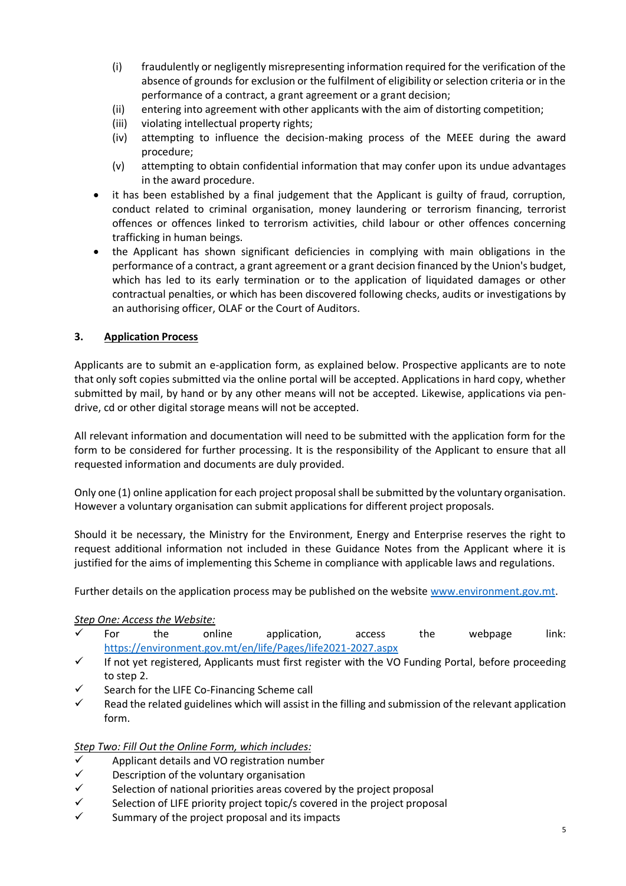(i) fraudulently or negligently misrepresenting information required for the verification of the absence of grounds for exclusion or the fulfilment of eligibility or selection criteria or in the performance of a contract, a grant agreement or a grant decision;
   (ii) entering into agreement with other applicants with the aim of distorting competition;
   (iii) violating intellectual property rights;
   (iv) attempting to influence the decision-making process of the MEEE during the award procedure;
   (v) attempting to obtain confidential information that may confer upon its undue advantages in the award procedure.

- it has been established by a final judgement that the Applicant is guilty of fraud, corruption, conduct related to criminal organisation, money laundering or terrorism financing, terrorist offences or offences linked to terrorism activities, child labour or other offences concerning trafficking in human beings.
- the Applicant has shown significant deficiencies in complying with main obligations in the performance of a contract, a grant agreement or a grant decision financed by the Union's budget, which has led to its early termination or to the application of liquidated damages or other contractual penalties, or which has been discovered following checks, audits or investigations by an authorising officer, OLAF or the Court of Auditors.

## 3. Application Process

Applicants are to submit an e-application form, as explained below. Prospective applicants are to note that only soft copies submitted via the online portal will be accepted. Applications in hard copy, whether submitted by mail, by hand or by any other means will not be accepted. Likewise, applications via pen-drive, cd or other digital storage means will not be accepted.

All relevant information and documentation will need to be submitted with the application form for the form to be considered for further processing. It is the responsibility of the Applicant to ensure that all requested information and documents are duly provided.

Only one (1) online application for each project proposal shall be submitted by the voluntary organisation. However a voluntary organisation can submit applications for different project proposals.

Should it be necessary, the Ministry for the Environment, Energy and Enterprise reserves the right to request additional information not included in these Guidance Notes from the Applicant where it is justified for the aims of implementing this Scheme in compliance with applicable laws and regulations.

Further details on the application process may be published on the website www.environment.gov.mt.

*Step One: Access the Website:*

- ✓ For the online application, access the webpage link: https://environment.gov.mt/en/life/Pages/life2021-2027.aspx
- ✓ If not yet registered, Applicants must first register with the VO Funding Portal, before proceeding to step 2.
- ✓ Search for the LIFE Co-Financing Scheme call
- ✓ Read the related guidelines which will assist in the filling and submission of the relevant application form.

*Step Two: Fill Out the Online Form, which includes:*

- ✓ Applicant details and VO registration number
- ✓ Description of the voluntary organisation
- ✓ Selection of national priorities areas covered by the project proposal
- ✓ Selection of LIFE priority project topic/s covered in the project proposal
- ✓ Summary of the project proposal and its impacts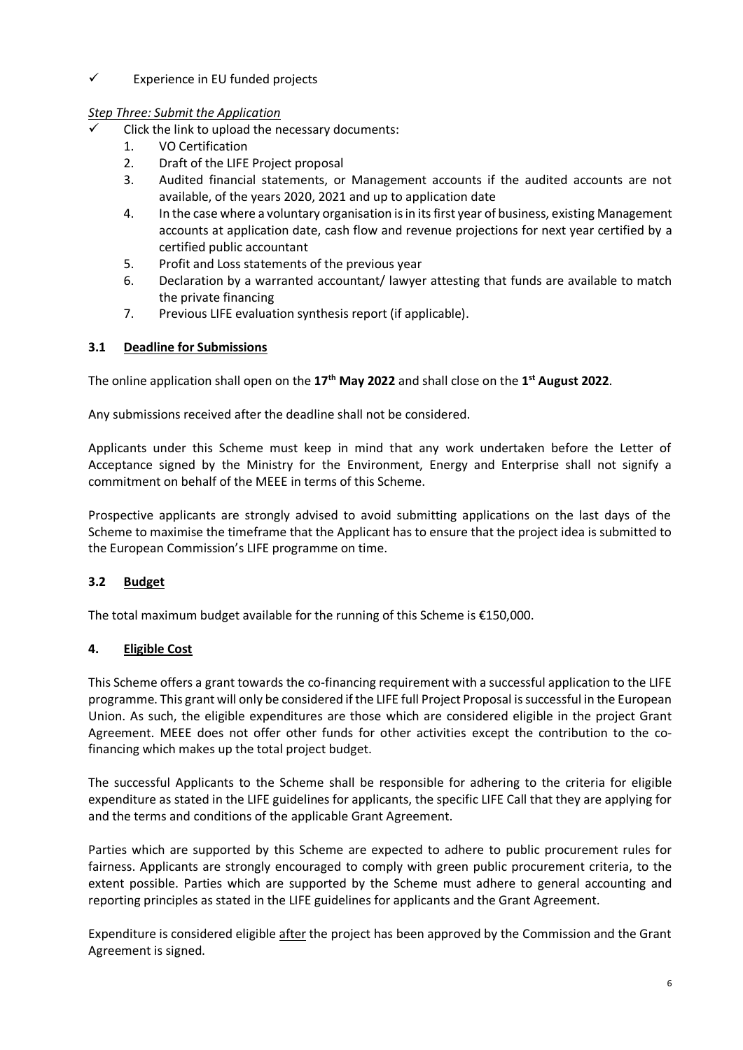- ✓ Experience in EU funded projects

*Step Three: Submit the Application*

- ✓ Click the link to upload the necessary documents:
  1. VO Certification
  2. Draft of the LIFE Project proposal
  3. Audited financial statements, or Management accounts if the audited accounts are not available, of the years 2020, 2021 and up to application date
  4. In the case where a voluntary organisation is in its first year of business, existing Management accounts at application date, cash flow and revenue projections for next year certified by a certified public accountant
  5. Profit and Loss statements of the previous year
  6. Declaration by a warranted accountant/ lawyer attesting that funds are available to match the private financing
  7. Previous LIFE evaluation synthesis report (if applicable).

### 3.1 Deadline for Submissions

The online application shall open on the **17th May 2022** and shall close on the **1st August 2022**.

Any submissions received after the deadline shall not be considered.

Applicants under this Scheme must keep in mind that any work undertaken before the Letter of Acceptance signed by the Ministry for the Environment, Energy and Enterprise shall not signify a commitment on behalf of the MEEE in terms of this Scheme.

Prospective applicants are strongly advised to avoid submitting applications on the last days of the Scheme to maximise the timeframe that the Applicant has to ensure that the project idea is submitted to the European Commission's LIFE programme on time.

### 3.2 Budget

The total maximum budget available for the running of this Scheme is €150,000.

## 4. Eligible Cost

This Scheme offers a grant towards the co-financing requirement with a successful application to the LIFE programme. This grant will only be considered if the LIFE full Project Proposal is successful in the European Union. As such, the eligible expenditures are those which are considered eligible in the project Grant Agreement. MEEE does not offer other funds for other activities except the contribution to the co-financing which makes up the total project budget.

The successful Applicants to the Scheme shall be responsible for adhering to the criteria for eligible expenditure as stated in the LIFE guidelines for applicants, the specific LIFE Call that they are applying for and the terms and conditions of the applicable Grant Agreement.

Parties which are supported by this Scheme are expected to adhere to public procurement rules for fairness. Applicants are strongly encouraged to comply with green public procurement criteria, to the extent possible. Parties which are supported by the Scheme must adhere to general accounting and reporting principles as stated in the LIFE guidelines for applicants and the Grant Agreement.

Expenditure is considered eligible after the project has been approved by the Commission and the Grant Agreement is signed.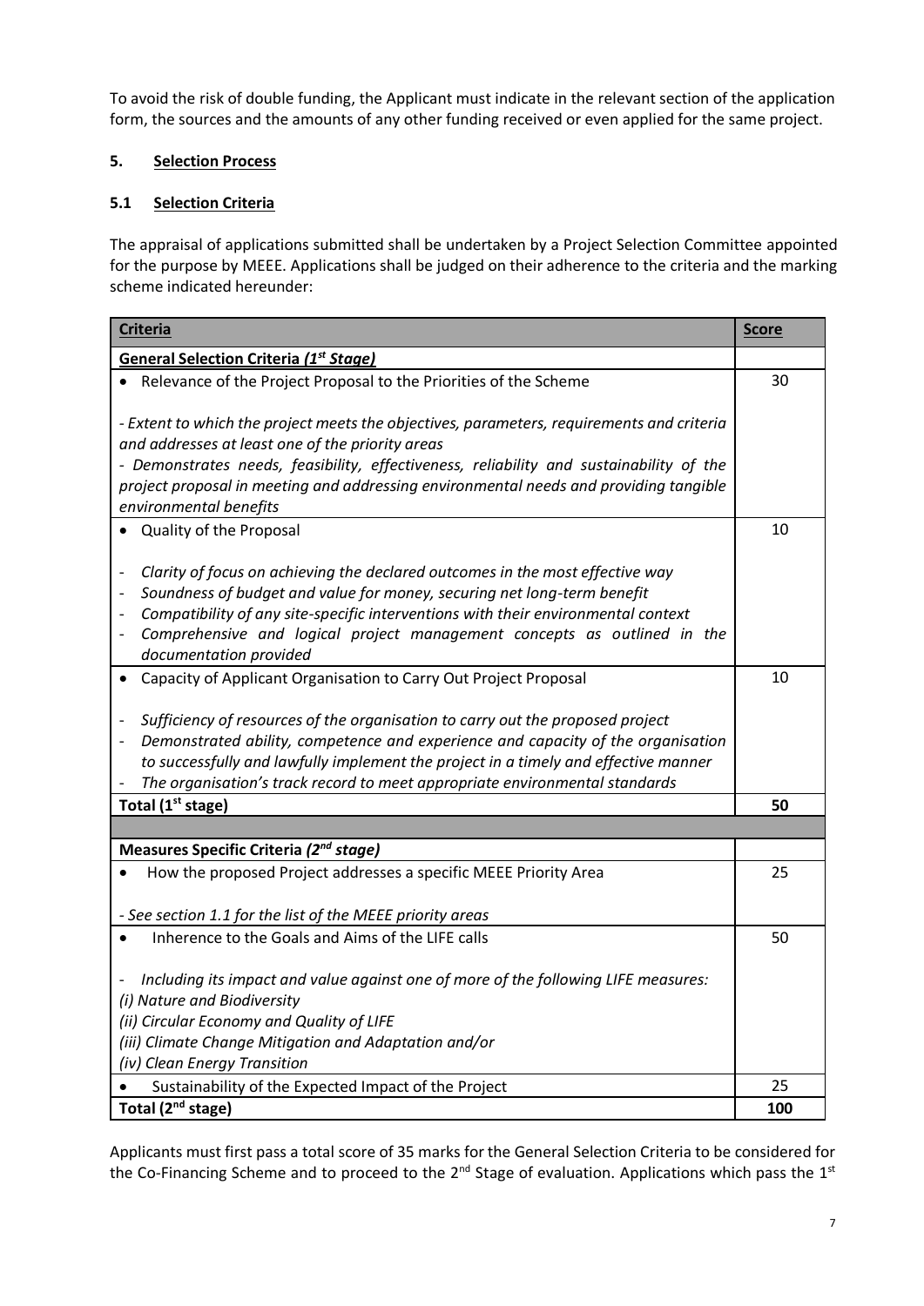To avoid the risk of double funding, the Applicant must indicate in the relevant section of the application form, the sources and the amounts of any other funding received or even applied for the same project.

## 5. Selection Process

### 5.1 Selection Criteria

The appraisal of applications submitted shall be undertaken by a Project Selection Committee appointed for the purpose by MEEE. Applications shall be judged on their adherence to the criteria and the marking scheme indicated hereunder:

| **Criteria** | **Score** |
|---|---|
| **General Selection Criteria *(1st Stage)*** | |
| • Relevance of the Project Proposal to the Priorities of the Scheme<br><br>*- Extent to which the project meets the objectives, parameters, requirements and criteria and addresses at least one of the priority areas*<br>*- Demonstrates needs, feasibility, effectiveness, reliability and sustainability of the project proposal in meeting and addressing environmental needs and providing tangible environmental benefits* | 30 |
| • Quality of the Proposal<br><br>- *Clarity of focus on achieving the declared outcomes in the most effective way*<br>- *Soundness of budget and value for money, securing net long-term benefit*<br>- *Compatibility of any site-specific interventions with their environmental context*<br>- *Comprehensive and logical project management concepts as outlined in the documentation provided* | 10 |
| • Capacity of Applicant Organisation to Carry Out Project Proposal<br><br>- *Sufficiency of resources of the organisation to carry out the proposed project*<br>- *Demonstrated ability, competence and experience and capacity of the organisation to successfully and lawfully implement the project in a timely and effective manner*<br>- *The organisation's track record to meet appropriate environmental standards* | 10 |
| **Total (1st stage)** | **50** |
| | |
| **Measures Specific Criteria *(2nd stage)*** | |
| • How the proposed Project addresses a specific MEEE Priority Area<br><br>*- See section 1.1 for the list of the MEEE priority areas* | 25 |
| • Inherence to the Goals and Aims of the LIFE calls<br><br>- *Including its impact and value against one of more of the following LIFE measures:*<br>*(i) Nature and Biodiversity*<br>*(ii) Circular Economy and Quality of LIFE*<br>*(iii) Climate Change Mitigation and Adaptation and/or*<br>*(iv) Clean Energy Transition* | 50 |
| • Sustainability of the Expected Impact of the Project | 25 |
| **Total (2nd stage)** | **100** |

Applicants must first pass a total score of 35 marks for the General Selection Criteria to be considered for the Co-Financing Scheme and to proceed to the 2nd Stage of evaluation. Applications which pass the 1st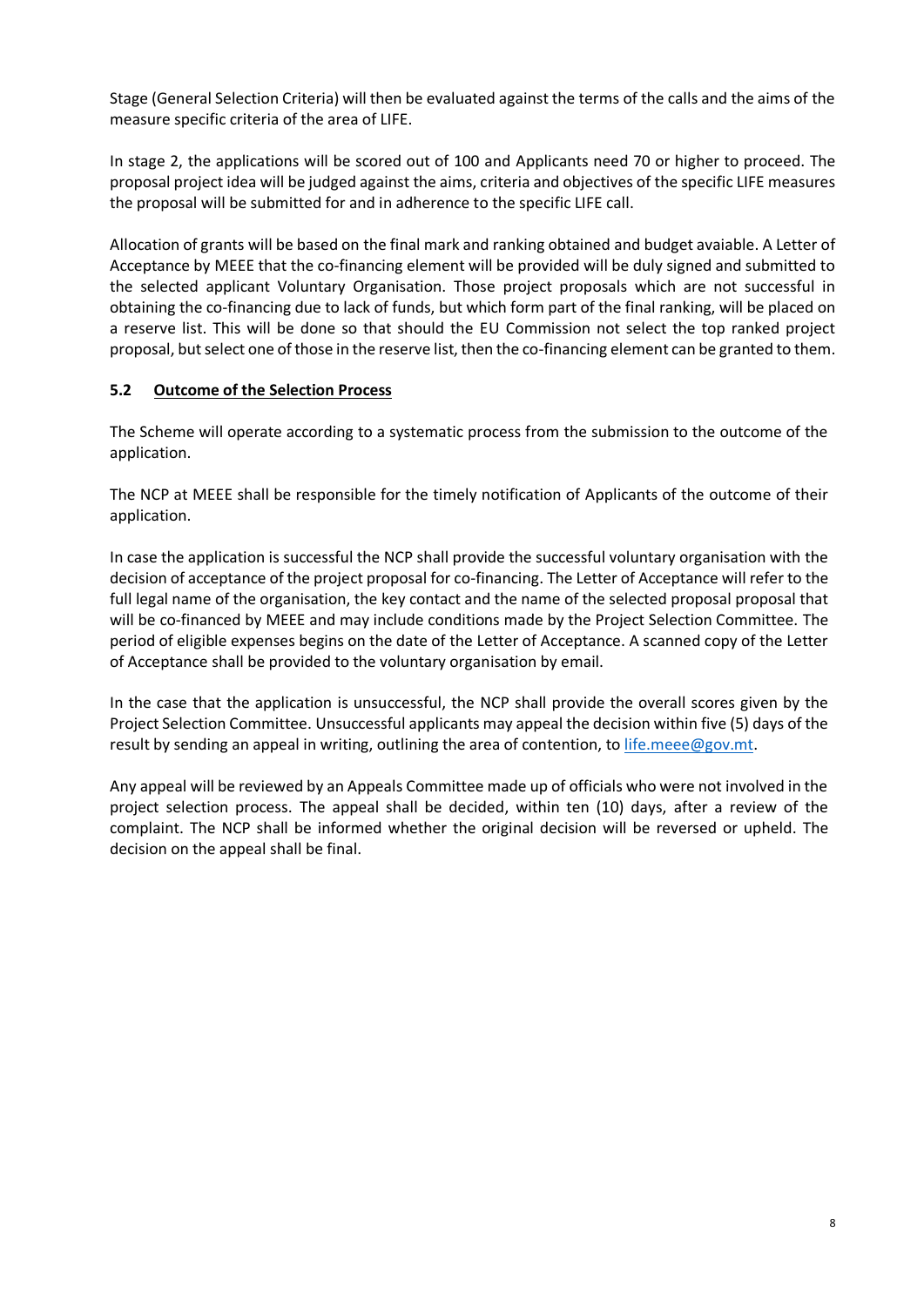Stage (General Selection Criteria) will then be evaluated against the terms of the calls and the aims of the measure specific criteria of the area of LIFE.

In stage 2, the applications will be scored out of 100 and Applicants need 70 or higher to proceed. The proposal project idea will be judged against the aims, criteria and objectives of the specific LIFE measures the proposal will be submitted for and in adherence to the specific LIFE call.

Allocation of grants will be based on the final mark and ranking obtained and budget avaiable. A Letter of Acceptance by MEEE that the co-financing element will be provided will be duly signed and submitted to the selected applicant Voluntary Organisation. Those project proposals which are not successful in obtaining the co-financing due to lack of funds, but which form part of the final ranking, will be placed on a reserve list. This will be done so that should the EU Commission not select the top ranked project proposal, but select one of those in the reserve list, then the co-financing element can be granted to them.

## 5.2 Outcome of the Selection Process

The Scheme will operate according to a systematic process from the submission to the outcome of the application.

The NCP at MEEE shall be responsible for the timely notification of Applicants of the outcome of their application.

In case the application is successful the NCP shall provide the successful voluntary organisation with the decision of acceptance of the project proposal for co-financing. The Letter of Acceptance will refer to the full legal name of the organisation, the key contact and the name of the selected proposal proposal that will be co-financed by MEEE and may include conditions made by the Project Selection Committee. The period of eligible expenses begins on the date of the Letter of Acceptance. A scanned copy of the Letter of Acceptance shall be provided to the voluntary organisation by email.

In the case that the application is unsuccessful, the NCP shall provide the overall scores given by the Project Selection Committee. Unsuccessful applicants may appeal the decision within five (5) days of the result by sending an appeal in writing, outlining the area of contention, to life.meee@gov.mt.

Any appeal will be reviewed by an Appeals Committee made up of officials who were not involved in the project selection process. The appeal shall be decided, within ten (10) days, after a review of the complaint. The NCP shall be informed whether the original decision will be reversed or upheld. The decision on the appeal shall be final.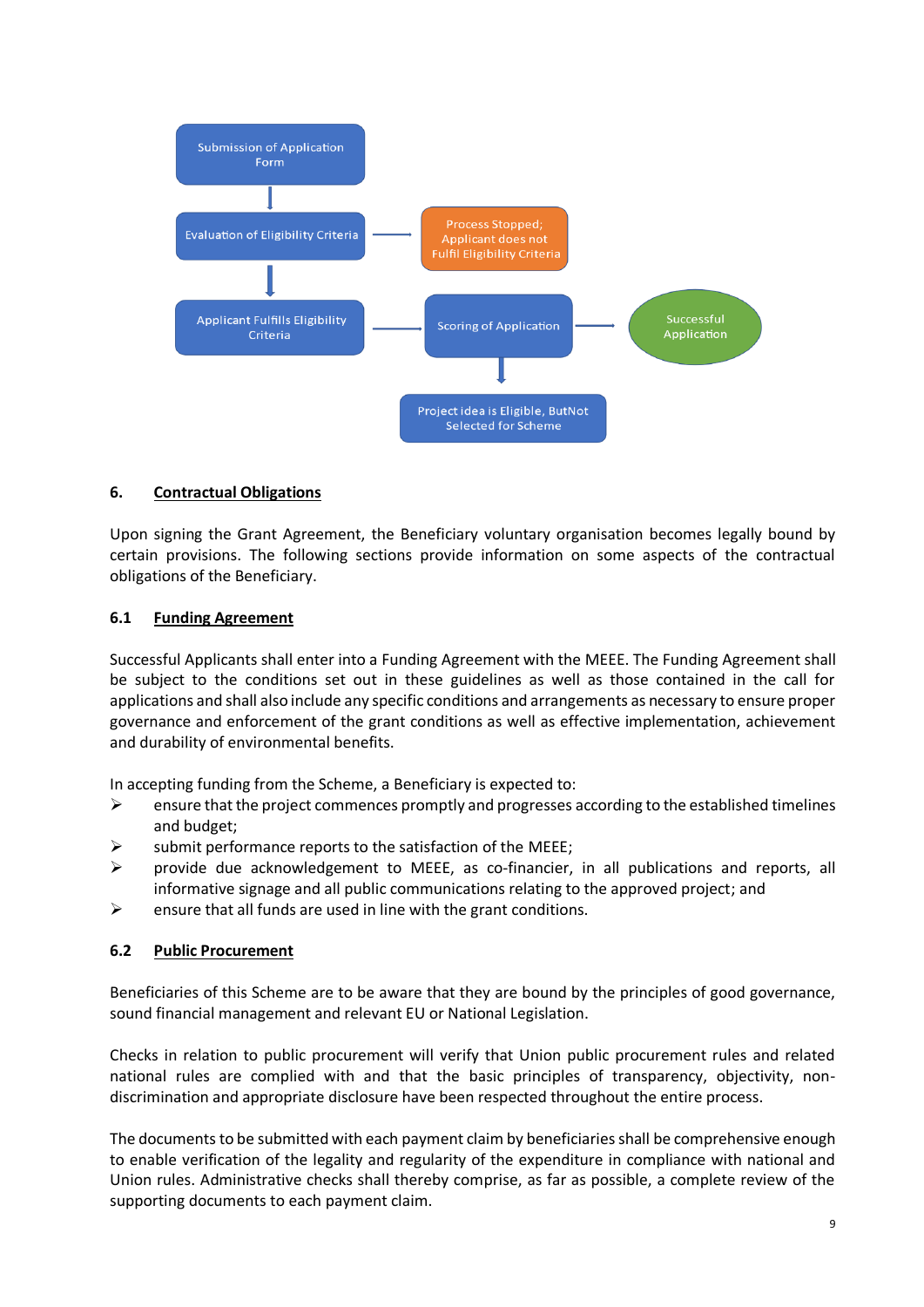Submission of Application Form

Evaluation of Eligibility Criteria → Process Stopped; Applicant does not Fulfil Eligibility Criteria

Applicant Fulfills Eligibility Criteria → Scoring of Application → Successful Application

Project idea is Eligible, ButNot Selected for Scheme

## 6. Contractual Obligations

Upon signing the Grant Agreement, the Beneficiary voluntary organisation becomes legally bound by certain provisions. The following sections provide information on some aspects of the contractual obligations of the Beneficiary.

### 6.1 Funding Agreement

Successful Applicants shall enter into a Funding Agreement with the MEEE. The Funding Agreement shall be subject to the conditions set out in these guidelines as well as those contained in the call for applications and shall also include any specific conditions and arrangements as necessary to ensure proper governance and enforcement of the grant conditions as well as effective implementation, achievement and durability of environmental benefits.

In accepting funding from the Scheme, a Beneficiary is expected to:

- ensure that the project commences promptly and progresses according to the established timelines and budget;
- submit performance reports to the satisfaction of the MEEE;
- provide due acknowledgement to MEEE, as co-financier, in all publications and reports, all informative signage and all public communications relating to the approved project; and
- ensure that all funds are used in line with the grant conditions.

### 6.2 Public Procurement

Beneficiaries of this Scheme are to be aware that they are bound by the principles of good governance, sound financial management and relevant EU or National Legislation.

Checks in relation to public procurement will verify that Union public procurement rules and related national rules are complied with and that the basic principles of transparency, objectivity, non-discrimination and appropriate disclosure have been respected throughout the entire process.

The documents to be submitted with each payment claim by beneficiaries shall be comprehensive enough to enable verification of the legality and regularity of the expenditure in compliance with national and Union rules. Administrative checks shall thereby comprise, as far as possible, a complete review of the supporting documents to each payment claim.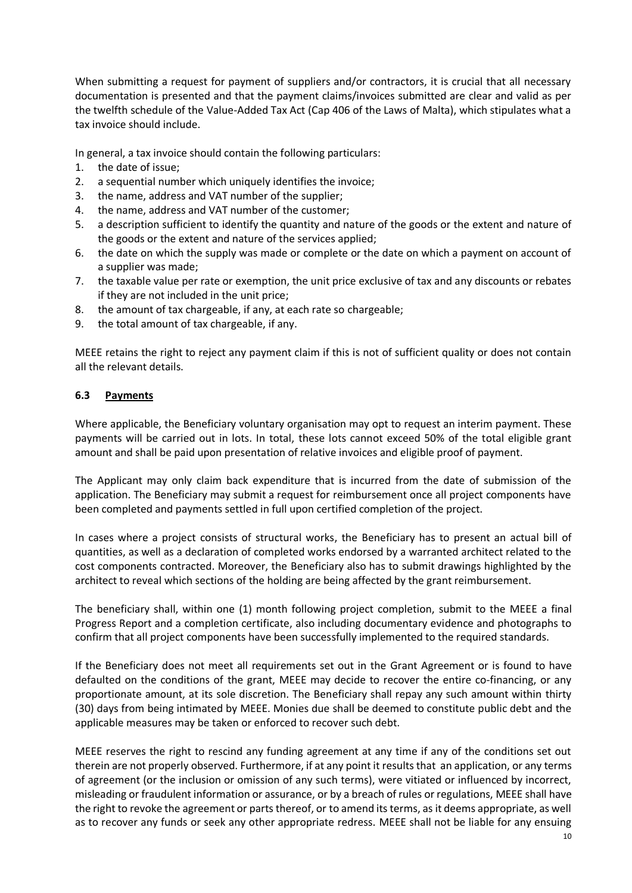When submitting a request for payment of suppliers and/or contractors, it is crucial that all necessary documentation is presented and that the payment claims/invoices submitted are clear and valid as per the twelfth schedule of the Value-Added Tax Act (Cap 406 of the Laws of Malta), which stipulates what a tax invoice should include.

In general, a tax invoice should contain the following particulars:

1. the date of issue;
2. a sequential number which uniquely identifies the invoice;
3. the name, address and VAT number of the supplier;
4. the name, address and VAT number of the customer;
5. a description sufficient to identify the quantity and nature of the goods or the extent and nature of the goods or the extent and nature of the services applied;
6. the date on which the supply was made or complete or the date on which a payment on account of a supplier was made;
7. the taxable value per rate or exemption, the unit price exclusive of tax and any discounts or rebates if they are not included in the unit price;
8. the amount of tax chargeable, if any, at each rate so chargeable;
9. the total amount of tax chargeable, if any.

MEEE retains the right to reject any payment claim if this is not of sufficient quality or does not contain all the relevant details.

### 6.3 Payments

Where applicable, the Beneficiary voluntary organisation may opt to request an interim payment. These payments will be carried out in lots. In total, these lots cannot exceed 50% of the total eligible grant amount and shall be paid upon presentation of relative invoices and eligible proof of payment.

The Applicant may only claim back expenditure that is incurred from the date of submission of the application. The Beneficiary may submit a request for reimbursement once all project components have been completed and payments settled in full upon certified completion of the project.

In cases where a project consists of structural works, the Beneficiary has to present an actual bill of quantities, as well as a declaration of completed works endorsed by a warranted architect related to the cost components contracted. Moreover, the Beneficiary also has to submit drawings highlighted by the architect to reveal which sections of the holding are being affected by the grant reimbursement.

The beneficiary shall, within one (1) month following project completion, submit to the MEEE a final Progress Report and a completion certificate, also including documentary evidence and photographs to confirm that all project components have been successfully implemented to the required standards.

If the Beneficiary does not meet all requirements set out in the Grant Agreement or is found to have defaulted on the conditions of the grant, MEEE may decide to recover the entire co-financing, or any proportionate amount, at its sole discretion. The Beneficiary shall repay any such amount within thirty (30) days from being intimated by MEEE. Monies due shall be deemed to constitute public debt and the applicable measures may be taken or enforced to recover such debt.

MEEE reserves the right to rescind any funding agreement at any time if any of the conditions set out therein are not properly observed. Furthermore, if at any point it results that an application, or any terms of agreement (or the inclusion or omission of any such terms), were vitiated or influenced by incorrect, misleading or fraudulent information or assurance, or by a breach of rules or regulations, MEEE shall have the right to revoke the agreement or parts thereof, or to amend its terms, as it deems appropriate, as well as to recover any funds or seek any other appropriate redress. MEEE shall not be liable for any ensuing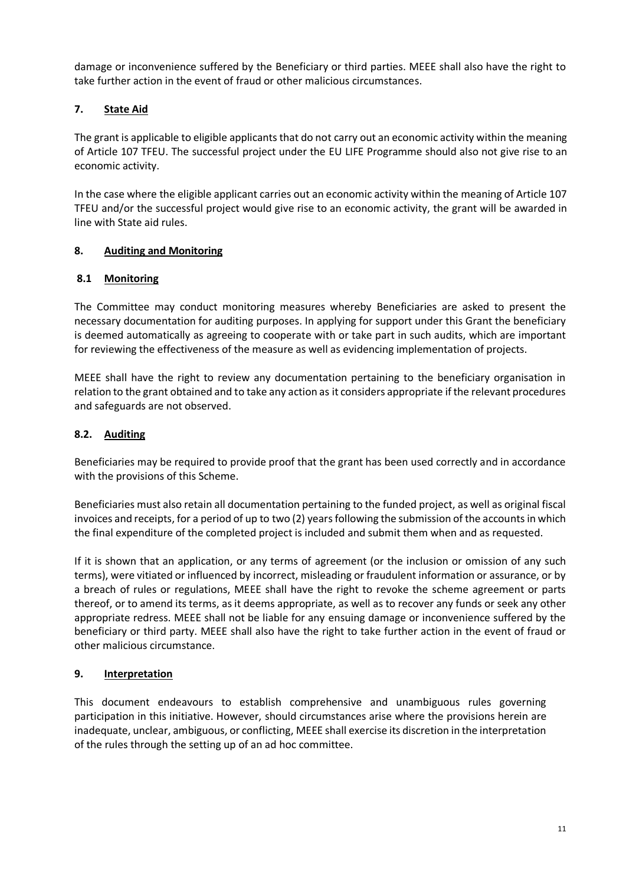damage or inconvenience suffered by the Beneficiary or third parties. MEEE shall also have the right to take further action in the event of fraud or other malicious circumstances.

## 7. State Aid

The grant is applicable to eligible applicants that do not carry out an economic activity within the meaning of Article 107 TFEU. The successful project under the EU LIFE Programme should also not give rise to an economic activity.

In the case where the eligible applicant carries out an economic activity within the meaning of Article 107 TFEU and/or the successful project would give rise to an economic activity, the grant will be awarded in line with State aid rules.

## 8. Auditing and Monitoring

### 8.1 Monitoring

The Committee may conduct monitoring measures whereby Beneficiaries are asked to present the necessary documentation for auditing purposes. In applying for support under this Grant the beneficiary is deemed automatically as agreeing to cooperate with or take part in such audits, which are important for reviewing the effectiveness of the measure as well as evidencing implementation of projects.

MEEE shall have the right to review any documentation pertaining to the beneficiary organisation in relation to the grant obtained and to take any action as it considers appropriate if the relevant procedures and safeguards are not observed.

### 8.2. Auditing

Beneficiaries may be required to provide proof that the grant has been used correctly and in accordance with the provisions of this Scheme.

Beneficiaries must also retain all documentation pertaining to the funded project, as well as original fiscal invoices and receipts, for a period of up to two (2) years following the submission of the accounts in which the final expenditure of the completed project is included and submit them when and as requested.

If it is shown that an application, or any terms of agreement (or the inclusion or omission of any such terms), were vitiated or influenced by incorrect, misleading or fraudulent information or assurance, or by a breach of rules or regulations, MEEE shall have the right to revoke the scheme agreement or parts thereof, or to amend its terms, as it deems appropriate, as well as to recover any funds or seek any other appropriate redress. MEEE shall not be liable for any ensuing damage or inconvenience suffered by the beneficiary or third party. MEEE shall also have the right to take further action in the event of fraud or other malicious circumstance.

## 9. Interpretation

This document endeavours to establish comprehensive and unambiguous rules governing participation in this initiative. However, should circumstances arise where the provisions herein are inadequate, unclear, ambiguous, or conflicting, MEEE shall exercise its discretion in the interpretation of the rules through the setting up of an ad hoc committee.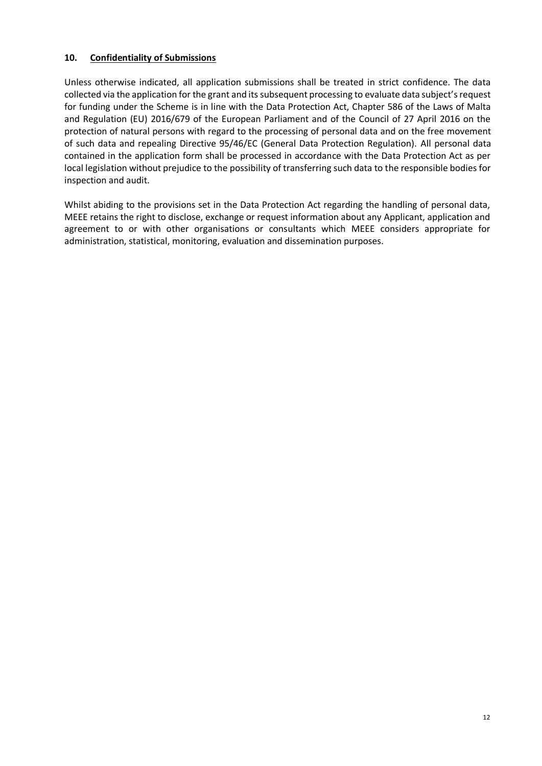## 10. Confidentiality of Submissions

Unless otherwise indicated, all application submissions shall be treated in strict confidence. The data collected via the application for the grant and its subsequent processing to evaluate data subject's request for funding under the Scheme is in line with the Data Protection Act, Chapter 586 of the Laws of Malta and Regulation (EU) 2016/679 of the European Parliament and of the Council of 27 April 2016 on the protection of natural persons with regard to the processing of personal data and on the free movement of such data and repealing Directive 95/46/EC (General Data Protection Regulation). All personal data contained in the application form shall be processed in accordance with the Data Protection Act as per local legislation without prejudice to the possibility of transferring such data to the responsible bodies for inspection and audit.

Whilst abiding to the provisions set in the Data Protection Act regarding the handling of personal data, MEEE retains the right to disclose, exchange or request information about any Applicant, application and agreement to or with other organisations or consultants which MEEE considers appropriate for administration, statistical, monitoring, evaluation and dissemination purposes.